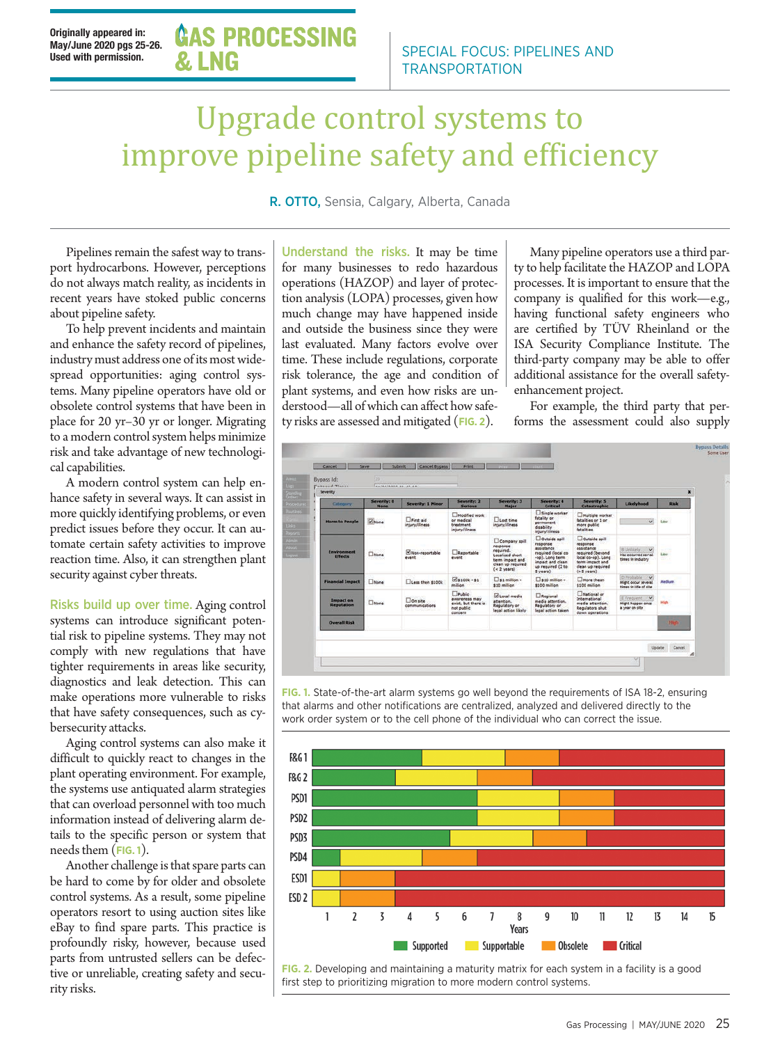Originally appeared in:
May/June 2020 pgs 25-26.
Used with permission.

SPECIAL FOCUS: PIPELINES AND TRANSPORTATION

# Upgrade control systems to improve pipeline safety and efficiency

**R. OTTO,** Sensia, Calgary, Alberta, Canada

Pipelines remain the safest way to transport hydrocarbons. However, perceptions do not always match reality, as incidents in recent years have stoked public concerns about pipeline safety.

To help prevent incidents and maintain and enhance the safety record of pipelines, industry must address one of its most widespread opportunities: aging control systems. Many pipeline operators have old or obsolete control systems that have been in place for 20 yr–30 yr or longer. Migrating to a modern control system helps minimize risk and take advantage of new technological capabilities.

A modern control system can help enhance safety in several ways. It can assist in more quickly identifying problems, or even predict issues before they occur. It can automate certain safety activities to improve reaction time. Also, it can strengthen plant security against cyber threats.

**Risks build up over time.** Aging control systems can introduce significant potential risk to pipeline systems. They may not comply with new regulations that have tighter requirements in areas like security, diagnostics and leak detection. This can make operations more vulnerable to risks that have safety consequences, such as cybersecurity attacks.

Aging control systems can also make it difficult to quickly react to changes in the plant operating environment. For example, the systems use antiquated alarm strategies that can overload personnel with too much information instead of delivering alarm details to the specific person or system that needs them (FIG. 1).

Another challenge is that spare parts can be hard to come by for older and obsolete control systems. As a result, some pipeline operators resort to using auction sites like eBay to find spare parts. This practice is profoundly risky, however, because used parts from untrusted sellers can be defective or unreliable, creating safety and security risks.

**Understand the risks.** It may be time for many businesses to redo hazardous operations (HAZOP) and layer of protection analysis (LOPA) processes, given how much change may have happened inside and outside the business since they were last evaluated. Many factors evolve over time. These include regulations, corporate risk tolerance, the age and condition of plant systems, and even how risks are understood—all of which can affect how safety risks are assessed and mitigated (FIG. 2).

Many pipeline operators use a third party to help facilitate the HAZOP and LOPA processes. It is important to ensure that the company is qualified for this work—e.g., having functional safety engineers who are certified by TÜV Rheinland or the ISA Security Compliance Institute. The third-party company may be able to offer additional assistance for the overall safety-enhancement project.

For example, the third party that performs the assessment could also supply

FIG. 1. State-of-the-art alarm systems go well beyond the requirements of ISA 18-2, ensuring that alarms and other notifications are centralized, analyzed and delivered directly to the work order system or to the cell phone of the individual who can correct the issue.

FIG. 2. Developing and maintaining a maturity matrix for each system in a facility is a good first step to prioritizing migration to more modern control systems.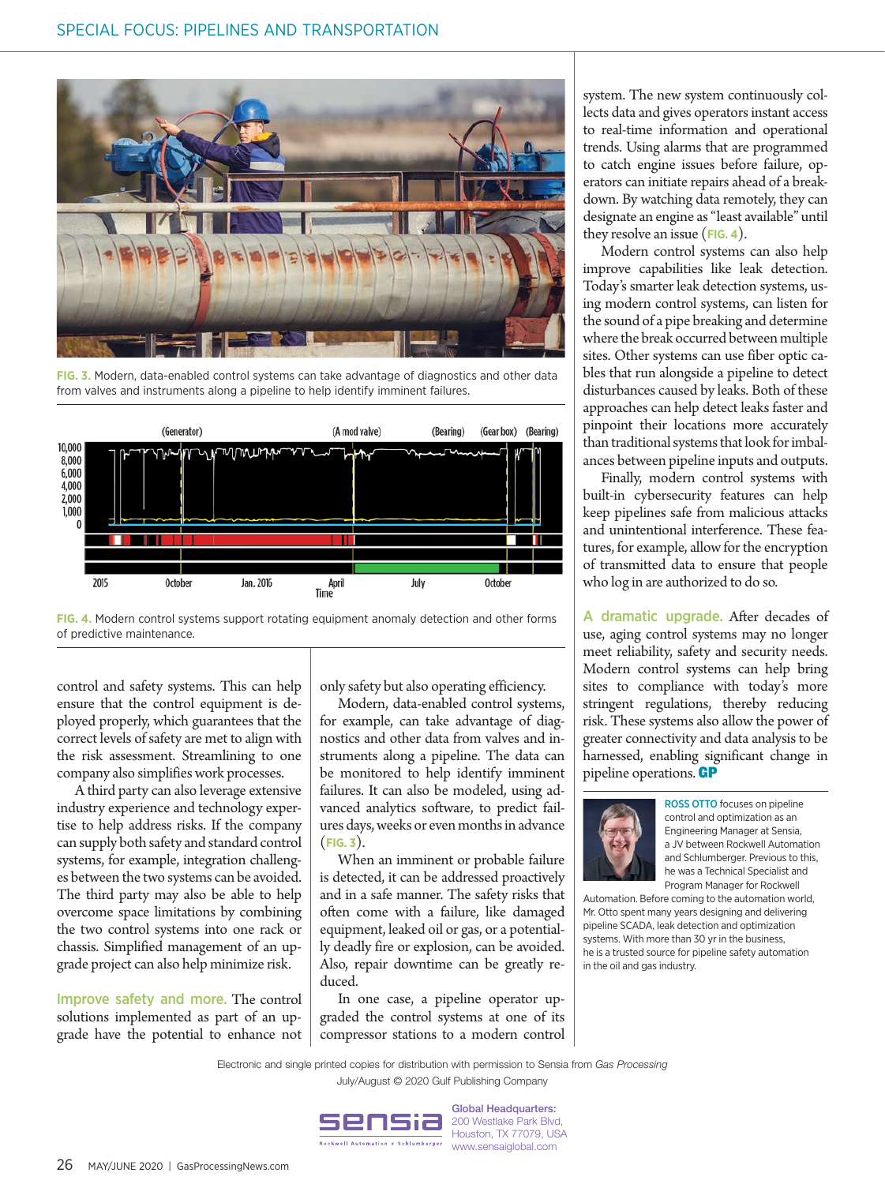FIG. 3. Modern, data-enabled control systems can take advantage of diagnostics and other data from valves and instruments along a pipeline to help identify imminent failures.

(Generator) (A mod valve) (Bearing) (Gear box) (Bearing)

10,000
8,000
6,000
4,000
2,000
1,000
0

2015 October Jan. 2016 April July October
Time

FIG. 4. Modern control systems support rotating equipment anomaly detection and other forms of predictive maintenance.

control and safety systems. This can help ensure that the control equipment is deployed properly, which guarantees that the correct levels of safety are met to align with the risk assessment. Streamlining to one company also simplifies work processes.

A third party can also leverage extensive industry experience and technology expertise to help address risks. If the company can supply both safety and standard control systems, for example, integration challenges between the two systems can be avoided. The third party may also be able to help overcome space limitations by combining the two control systems into one rack or chassis. Simplified management of an upgrade project can also help minimize risk.

**Improve safety and more.** The control solutions implemented as part of an upgrade have the potential to enhance not only safety but also operating efficiency.

Modern, data-enabled control systems, for example, can take advantage of diagnostics and other data from valves and instruments along a pipeline. The data can be monitored to help identify imminent failures. It can also be modeled, using advanced analytics software, to predict failures days, weeks or even months in advance (FIG. 3).

When an imminent or probable failure is detected, it can be addressed proactively and in a safe manner. The safety risks that often come with a failure, like damaged equipment, leaked oil or gas, or a potentially deadly fire or explosion, can be avoided. Also, repair downtime can be greatly reduced.

In one case, a pipeline operator upgraded the control systems at one of its compressor stations to a modern control system. The new system continuously collects data and gives operators instant access to real-time information and operational trends. Using alarms that are programmed to catch engine issues before failure, operators can initiate repairs ahead of a breakdown. By watching data remotely, they can designate an engine as "least available" until they resolve an issue (FIG. 4).

Modern control systems can also help improve capabilities like leak detection. Today's smarter leak detection systems, using modern control systems, can listen for the sound of a pipe breaking and determine where the break occurred between multiple sites. Other systems can use fiber optic cables that run alongside a pipeline to detect disturbances caused by leaks. Both of these approaches can help detect leaks faster and pinpoint their locations more accurately than traditional systems that look for imbalances between pipeline inputs and outputs.

Finally, modern control systems with built-in cybersecurity features can help keep pipelines safe from malicious attacks and unintentional interference. These features, for example, allow for the encryption of transmitted data to ensure that people who log in are authorized to do so.

**A dramatic upgrade.** After decades of use, aging control systems may no longer meet reliability, safety and security needs. Modern control systems can help bring sites to compliance with today's more stringent regulations, thereby reducing risk. These systems also allow the power of greater connectivity and data analysis to be harnessed, enabling significant change in pipeline operations. **GP**

**ROSS OTTO** focuses on pipeline control and optimization as an Engineering Manager at Sensia, a JV between Rockwell Automation and Schlumberger. Previous to this, he was a Technical Specialist and Program Manager for Rockwell Automation. Before coming to the automation world, Mr. Otto spent many years designing and delivering pipeline SCADA, leak detection and optimization systems. With more than 30 yr in the business, he is a trusted source for pipeline safety automation in the oil and gas industry.

Electronic and single printed copies for distribution with permission to Sensia from *Gas Processing* July/August © 2020 Gulf Publishing Company

sensia
Rockwell Automation + Schlumberger

Global Headquarters:
200 Westlake Park Blvd,
Houston, TX 77079, USA
www.sensiaglobal.com